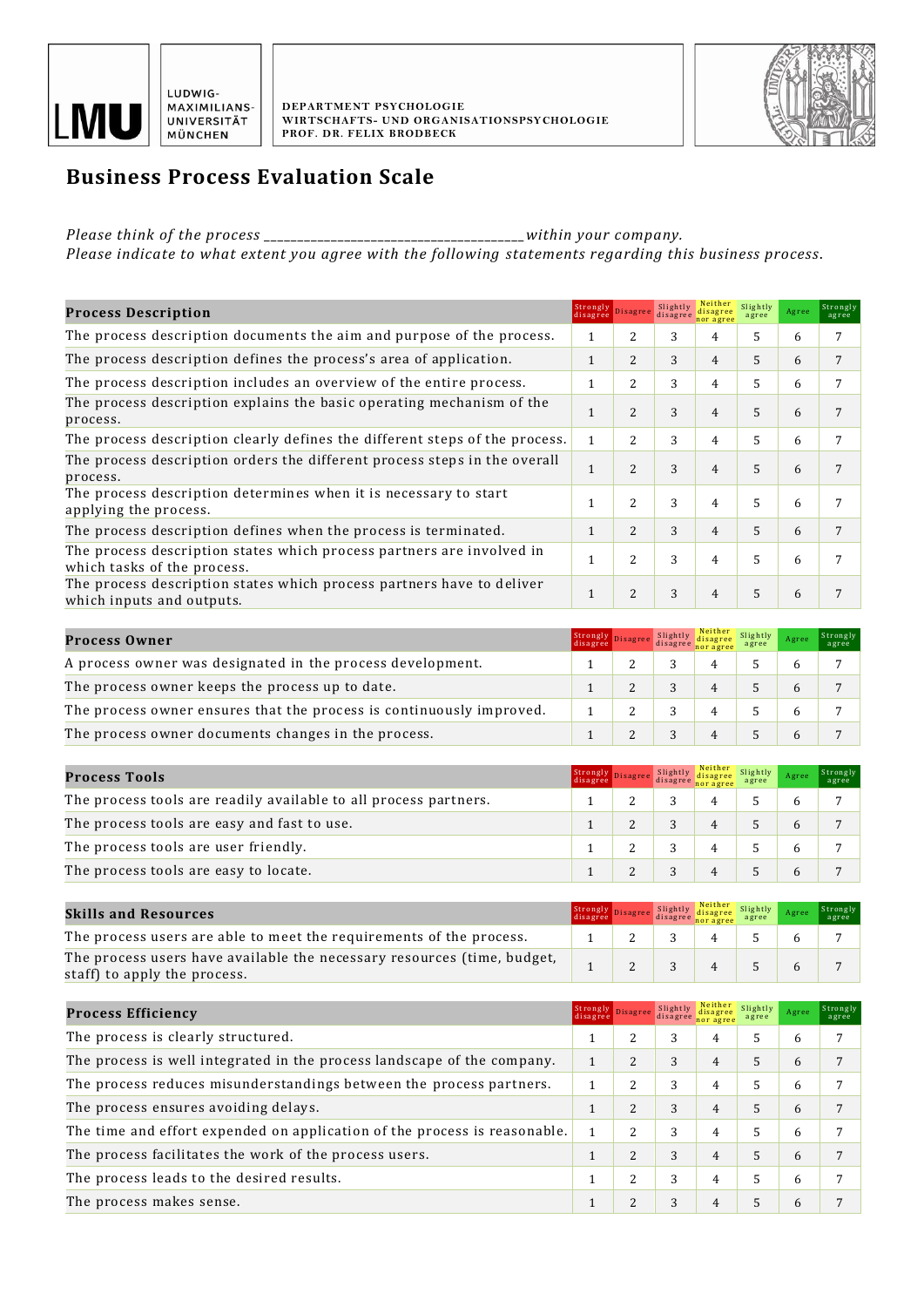LUDWIG-MAXIMILIANS-UNIVERSITÄT MÜNCHEN

**DEPARTMENT PSYCHOLOGIE**
**WIRTSCHAFTS- UND ORGANISATIONSPSYCHOLOGIE**
**PROF. DR. FELIX BRODBECK**

# Business Process Evaluation Scale

*Please think of the process \_\_\_\_\_\_\_\_\_\_\_\_\_\_\_\_\_\_\_\_\_\_\_\_\_\_\_\_\_\_\_\_\_\_\_\_\_\_\_\_ within your company.*
*Please indicate to what extent you agree with the following statements regarding this business process.*

| Process Description | Strongly disagree | Disagree | Slightly disagree | Neither disagree nor agree | Slightly agree | Agree | Strongly agree |
|---|---|---|---|---|---|---|---|
| The process description documents the aim and purpose of the process. | 1 | 2 | 3 | 4 | 5 | 6 | 7 |
| The process description defines the process's area of application. | 1 | 2 | 3 | 4 | 5 | 6 | 7 |
| The process description includes an overview of the entire process. | 1 | 2 | 3 | 4 | 5 | 6 | 7 |
| The process description explains the basic operating mechanism of the process. | 1 | 2 | 3 | 4 | 5 | 6 | 7 |
| The process description clearly defines the different steps of the process. | 1 | 2 | 3 | 4 | 5 | 6 | 7 |
| The process description orders the different process steps in the overall process. | 1 | 2 | 3 | 4 | 5 | 6 | 7 |
| The process description determines when it is necessary to start applying the process. | 1 | 2 | 3 | 4 | 5 | 6 | 7 |
| The process description defines when the process is terminated. | 1 | 2 | 3 | 4 | 5 | 6 | 7 |
| The process description states which process partners are involved in which tasks of the process. | 1 | 2 | 3 | 4 | 5 | 6 | 7 |
| The process description states which process partners have to deliver which inputs and outputs. | 1 | 2 | 3 | 4 | 5 | 6 | 7 |

| Process Owner | Strongly disagree | Disagree | Slightly disagree | Neither disagree nor agree | Slightly agree | Agree | Strongly agree |
|---|---|---|---|---|---|---|---|
| A process owner was designated in the process development. | 1 | 2 | 3 | 4 | 5 | 6 | 7 |
| The process owner keeps the process up to date. | 1 | 2 | 3 | 4 | 5 | 6 | 7 |
| The process owner ensures that the process is continuously improved. | 1 | 2 | 3 | 4 | 5 | 6 | 7 |
| The process owner documents changes in the process. | 1 | 2 | 3 | 4 | 5 | 6 | 7 |

| Process Tools | Strongly disagree | Disagree | Slightly disagree | Neither disagree nor agree | Slightly agree | Agree | Strongly agree |
|---|---|---|---|---|---|---|---|
| The process tools are readily available to all process partners. | 1 | 2 | 3 | 4 | 5 | 6 | 7 |
| The process tools are easy and fast to use. | 1 | 2 | 3 | 4 | 5 | 6 | 7 |
| The process tools are user friendly. | 1 | 2 | 3 | 4 | 5 | 6 | 7 |
| The process tools are easy to locate. | 1 | 2 | 3 | 4 | 5 | 6 | 7 |

| Skills and Resources | Strongly disagree | Disagree | Slightly disagree | Neither disagree nor agree | Slightly agree | Agree | Strongly agree |
|---|---|---|---|---|---|---|---|
| The process users are able to meet the requirements of the process. | 1 | 2 | 3 | 4 | 5 | 6 | 7 |
| The process users have available the necessary resources (time, budget, staff) to apply the process. | 1 | 2 | 3 | 4 | 5 | 6 | 7 |

| Process Efficiency | Strongly disagree | Disagree | Slightly disagree | Neither disagree nor agree | Slightly agree | Agree | Strongly agree |
|---|---|---|---|---|---|---|---|
| The process is clearly structured. | 1 | 2 | 3 | 4 | 5 | 6 | 7 |
| The process is well integrated in the process landscape of the company. | 1 | 2 | 3 | 4 | 5 | 6 | 7 |
| The process reduces misunderstandings between the process partners. | 1 | 2 | 3 | 4 | 5 | 6 | 7 |
| The process ensures avoiding delays. | 1 | 2 | 3 | 4 | 5 | 6 | 7 |
| The time and effort expended on application of the process is reasonable. | 1 | 2 | 3 | 4 | 5 | 6 | 7 |
| The process facilitates the work of the process users. | 1 | 2 | 3 | 4 | 5 | 6 | 7 |
| The process leads to the desired results. | 1 | 2 | 3 | 4 | 5 | 6 | 7 |
| The process makes sense. | 1 | 2 | 3 | 4 | 5 | 6 | 7 |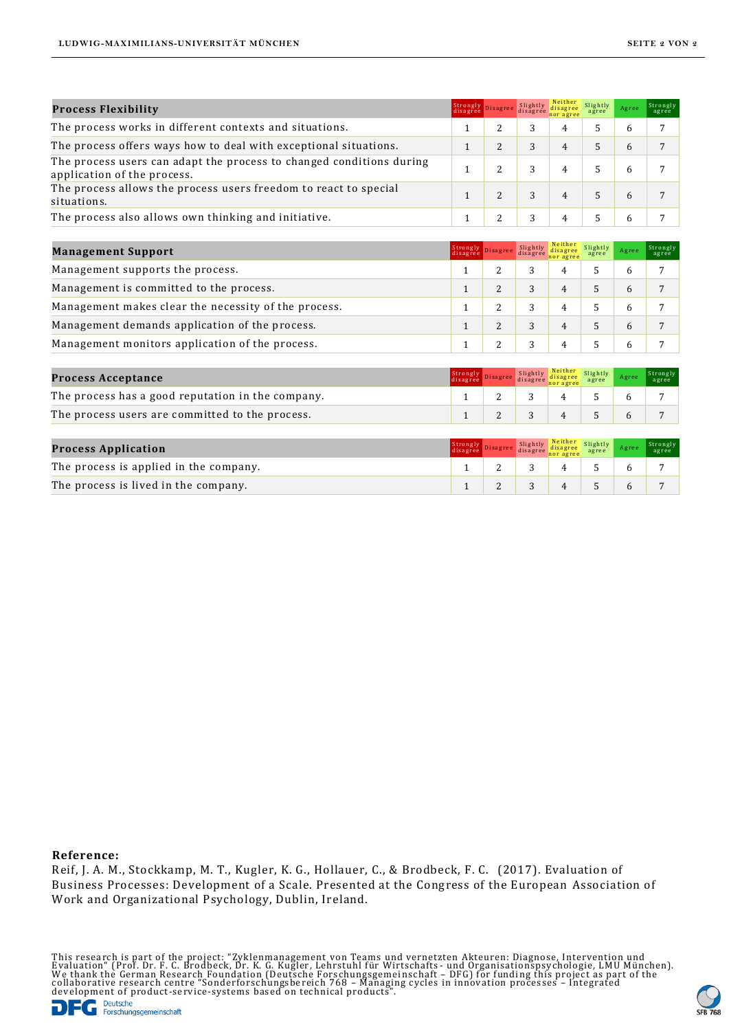| Process Flexibility | Strongly disagree | Disagree | Slightly disagree | Neither disagree nor agree | Slightly agree | Agree | Strongly agree |
|---|---|---|---|---|---|---|---|
| The process works in different contexts and situations. | 1 | 2 | 3 | 4 | 5 | 6 | 7 |
| The process offers ways how to deal with exceptional situations. | 1 | 2 | 3 | 4 | 5 | 6 | 7 |
| The process users can adapt the process to changed conditions during application of the process. | 1 | 2 | 3 | 4 | 5 | 6 | 7 |
| The process allows the process users freedom to react to special situations. | 1 | 2 | 3 | 4 | 5 | 6 | 7 |
| The process also allows own thinking and initiative. | 1 | 2 | 3 | 4 | 5 | 6 | 7 |

| Management Support | Strongly disagree | Disagree | Slightly disagree | Neither disagree nor agree | Slightly agree | Agree | Strongly agree |
|---|---|---|---|---|---|---|---|
| Management supports the process. | 1 | 2 | 3 | 4 | 5 | 6 | 7 |
| Management is committed to the process. | 1 | 2 | 3 | 4 | 5 | 6 | 7 |
| Management makes clear the necessity of the process. | 1 | 2 | 3 | 4 | 5 | 6 | 7 |
| Management demands application of the process. | 1 | 2 | 3 | 4 | 5 | 6 | 7 |
| Management monitors application of the process. | 1 | 2 | 3 | 4 | 5 | 6 | 7 |

| Process Acceptance | Strongly disagree | Disagree | Slightly disagree | Neither disagree nor agree | Slightly agree | Agree | Strongly agree |
|---|---|---|---|---|---|---|---|
| The process has a good reputation in the company. | 1 | 2 | 3 | 4 | 5 | 6 | 7 |
| The process users are committed to the process. | 1 | 2 | 3 | 4 | 5 | 6 | 7 |

| Process Application | Strongly disagree | Disagree | Slightly disagree | Neither disagree nor agree | Slightly agree | Agree | Strongly agree |
|---|---|---|---|---|---|---|---|
| The process is applied in the company. | 1 | 2 | 3 | 4 | 5 | 6 | 7 |
| The process is lived in the company. | 1 | 2 | 3 | 4 | 5 | 6 | 7 |

**Reference:**
Reif, J. A. M., Stockkamp, M. T., Kugler, K. G., Hollauer, C., & Brodbeck, F. C. (2017). Evaluation of Business Processes: Development of a Scale. Presented at the Congress of the European Association of Work and Organizational Psychology, Dublin, Ireland.

This research is part of the project: "Zyklenmanagement von Teams und vernetzten Akteuren: Diagnose, Intervention und Evaluation" (Prof. Dr. F. C. Brodbeck, Dr. K. G. Kugler, Lehrstuhl für Wirtschafts- und Organisationspsychologie, LMU München). We thank the German Research Foundation (Deutsche Forschungsgemeinschaft – DFG) for funding this project as part of the collaborative research centre "Sonderforschungsbereich 768 – Managing cycles in innovation processes – Integrated development of product-service-systems based on technical products".

DFG Deutsche Forschungsgemeinschaft

SFB 768